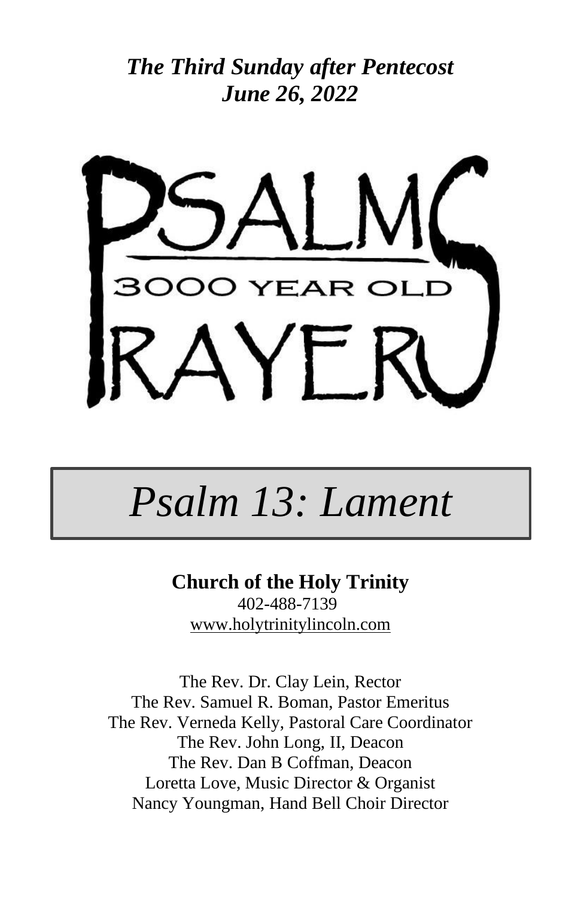***The Third Sunday after Pentecost***
***June 26, 2022***

PSALMS
3000 YEAR OLD
PRAYERS

# *Psalm 13: Lament*

**Church of the Holy Trinity**
402-488-7139
www.holytrinitylincoln.com

The Rev. Dr. Clay Lein, Rector
The Rev. Samuel R. Boman, Pastor Emeritus
The Rev. Verneda Kelly, Pastoral Care Coordinator
The Rev. John Long, II, Deacon
The Rev. Dan B Coffman, Deacon
Loretta Love, Music Director & Organist
Nancy Youngman, Hand Bell Choir Director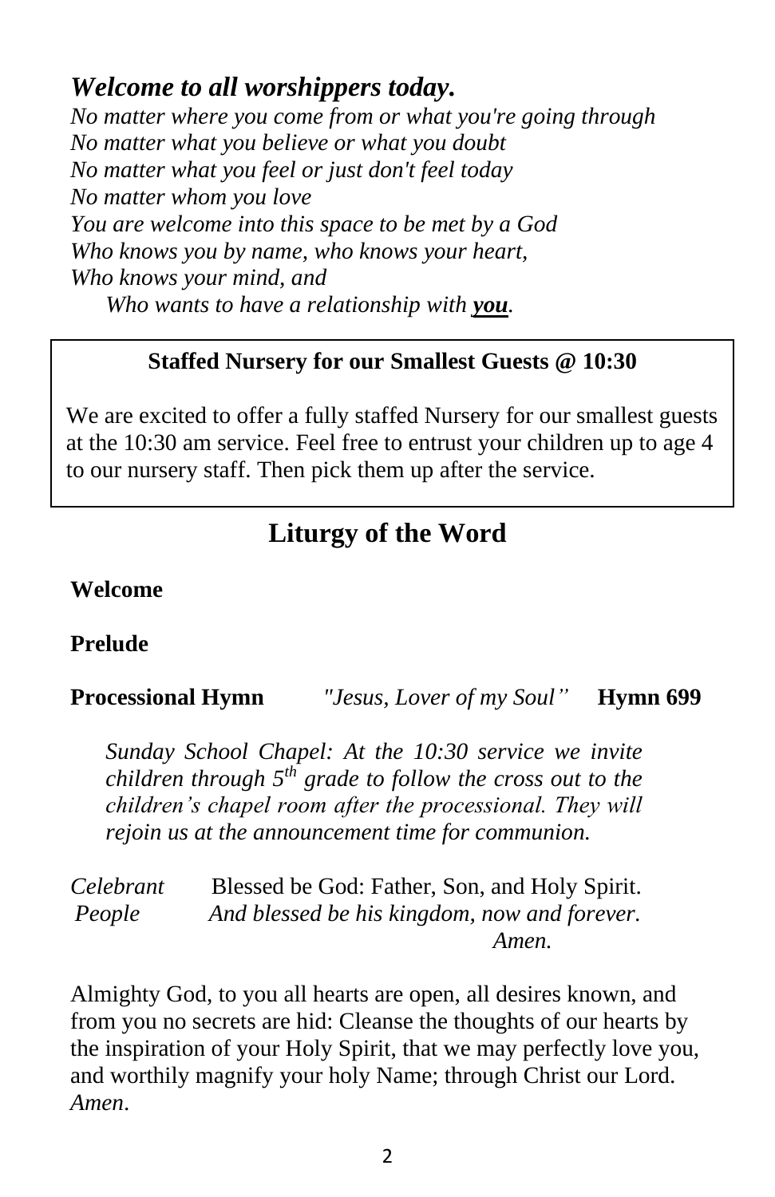## *Welcome to all worshippers today.*

*No matter where you come from or what you're going through*
*No matter what you believe or what you doubt*
*No matter what you feel or just don't feel today*
*No matter whom you love*
*You are welcome into this space to be met by a God*
*Who knows you by name, who knows your heart,*
*Who knows your mind, and*
*Who wants to have a relationship with **you**.*

**Staffed Nursery for our Smallest Guests @ 10:30**

We are excited to offer a fully staffed Nursery for our smallest guests at the 10:30 am service. Feel free to entrust your children up to age 4 to our nursery staff. Then pick them up after the service.

# Liturgy of the Word

**Welcome**

**Prelude**

**Processional Hymn** *"Jesus, Lover of my Soul"* **Hymn 699**

*Sunday School Chapel: At the 10:30 service we invite children through 5th grade to follow the cross out to the children's chapel room after the processional. They will rejoin us at the announcement time for communion.*

*Celebrant* Blessed be God: Father, Son, and Holy Spirit.
*People* *And blessed be his kingdom, now and forever. Amen.*

Almighty God, to you all hearts are open, all desires known, and from you no secrets are hid: Cleanse the thoughts of our hearts by the inspiration of your Holy Spirit, that we may perfectly love you, and worthily magnify your holy Name; through Christ our Lord. *Amen*.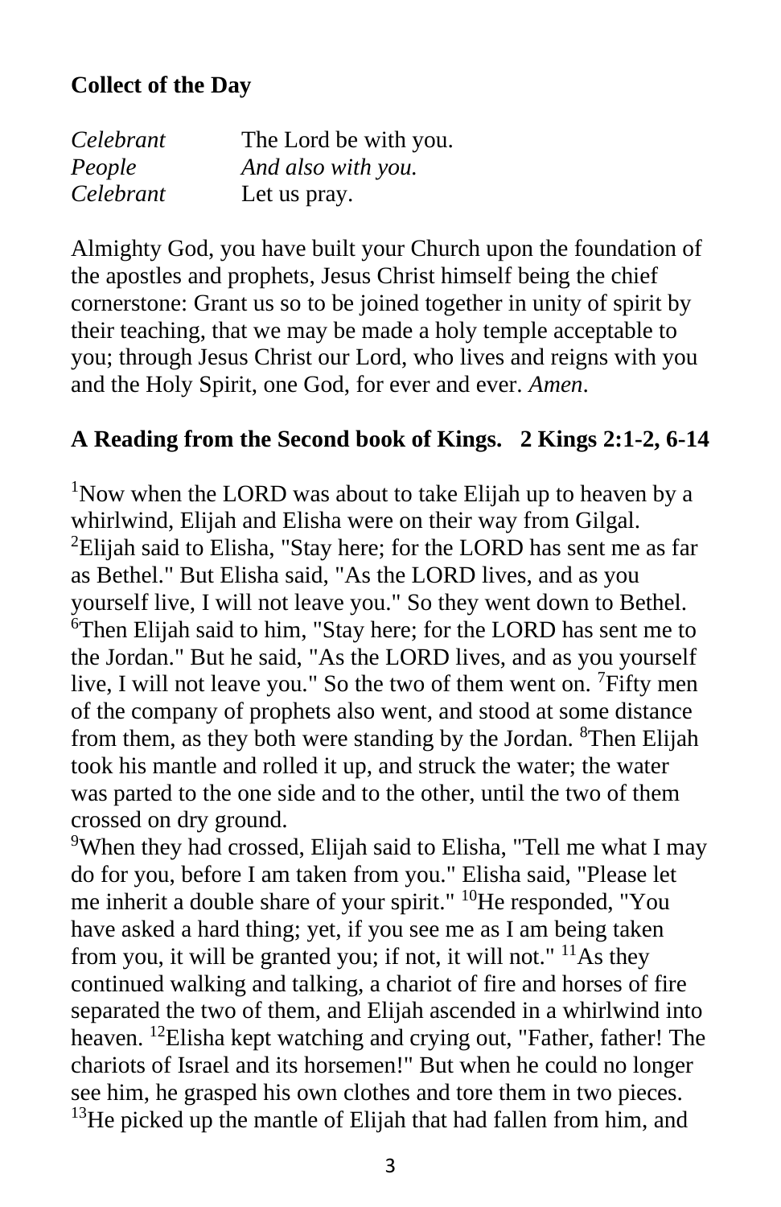**Collect of the Day**

*Celebrant* The Lord be with you.
*People* *And also with you.*
*Celebrant* Let us pray.

Almighty God, you have built your Church upon the foundation of the apostles and prophets, Jesus Christ himself being the chief cornerstone: Grant us so to be joined together in unity of spirit by their teaching, that we may be made a holy temple acceptable to you; through Jesus Christ our Lord, who lives and reigns with you and the Holy Spirit, one God, for ever and ever. *Amen*.

**A Reading from the Second book of Kings. 2 Kings 2:1-2, 6-14**

[1]Now when the LORD was about to take Elijah up to heaven by a whirlwind, Elijah and Elisha were on their way from Gilgal. [2]Elijah said to Elisha, "Stay here; for the LORD has sent me as far as Bethel." But Elisha said, "As the LORD lives, and as you yourself live, I will not leave you." So they went down to Bethel. [6]Then Elijah said to him, "Stay here; for the LORD has sent me to the Jordan." But he said, "As the LORD lives, and as you yourself live, I will not leave you." So the two of them went on. [7]Fifty men of the company of prophets also went, and stood at some distance from them, as they both were standing by the Jordan. [8]Then Elijah took his mantle and rolled it up, and struck the water; the water was parted to the one side and to the other, until the two of them crossed on dry ground.
[9]When they had crossed, Elijah said to Elisha, "Tell me what I may do for you, before I am taken from you." Elisha said, "Please let me inherit a double share of your spirit." [10]He responded, "You have asked a hard thing; yet, if you see me as I am being taken from you, it will be granted you; if not, it will not." [11]As they continued walking and talking, a chariot of fire and horses of fire separated the two of them, and Elijah ascended in a whirlwind into heaven. [12]Elisha kept watching and crying out, "Father, father! The chariots of Israel and its horsemen!" But when he could no longer see him, he grasped his own clothes and tore them in two pieces. [13]He picked up the mantle of Elijah that had fallen from him, and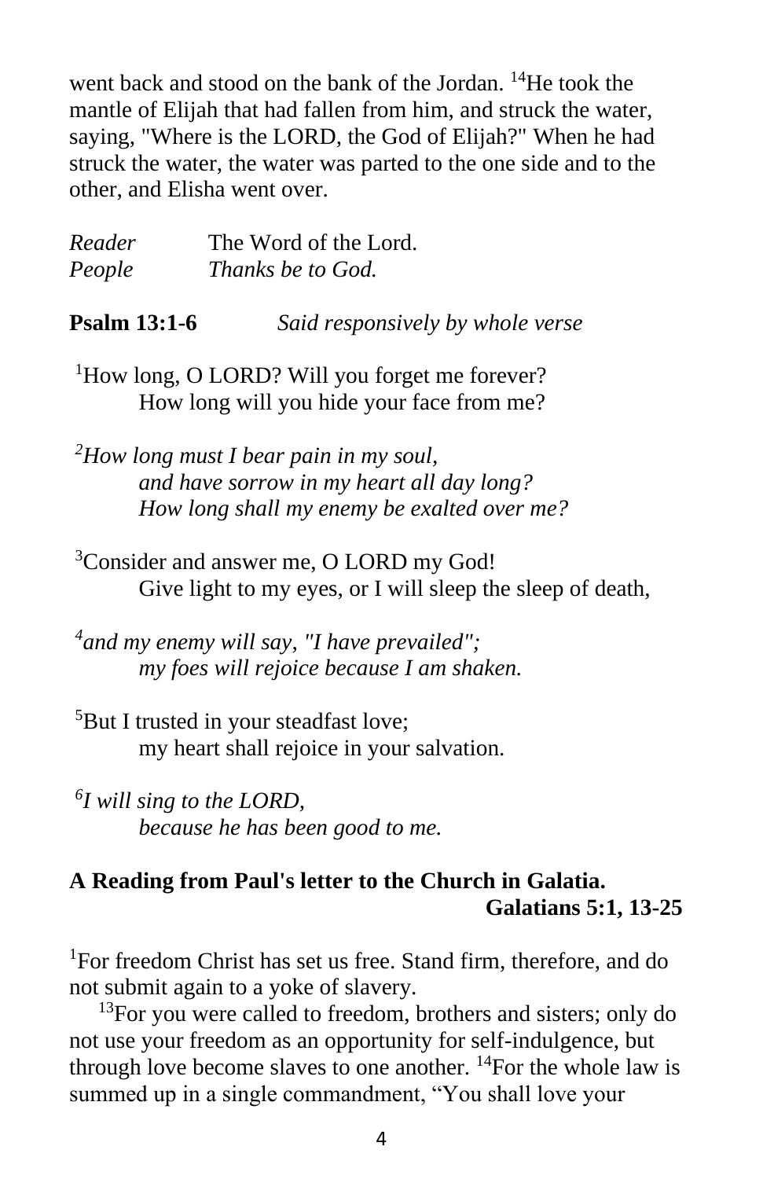went back and stood on the bank of the Jordan. [14]He took the mantle of Elijah that had fallen from him, and struck the water, saying, "Where is the LORD, the God of Elijah?" When he had struck the water, the water was parted to the one side and to the other, and Elisha went over.

*Reader* The Word of the Lord.
*People* *Thanks be to God.*

**Psalm 13:1-6** *Said responsively by whole verse*

[1]How long, O LORD? Will you forget me forever?
How long will you hide your face from me?

*[2]How long must I bear pain in my soul,*
*and have sorrow in my heart all day long?*
*How long shall my enemy be exalted over me?*

[3]Consider and answer me, O LORD my God!
Give light to my eyes, or I will sleep the sleep of death,

*[4]and my enemy will say, "I have prevailed";*
*my foes will rejoice because I am shaken.*

[5]But I trusted in your steadfast love;
my heart shall rejoice in your salvation.

*[6]I will sing to the LORD,*
*because he has been good to me.*

**A Reading from Paul's letter to the Church in Galatia.**
**Galatians 5:1, 13-25**

[1]For freedom Christ has set us free. Stand firm, therefore, and do not submit again to a yoke of slavery.

[13]For you were called to freedom, brothers and sisters; only do not use your freedom as an opportunity for self-indulgence, but through love become slaves to one another. [14]For the whole law is summed up in a single commandment, "You shall love your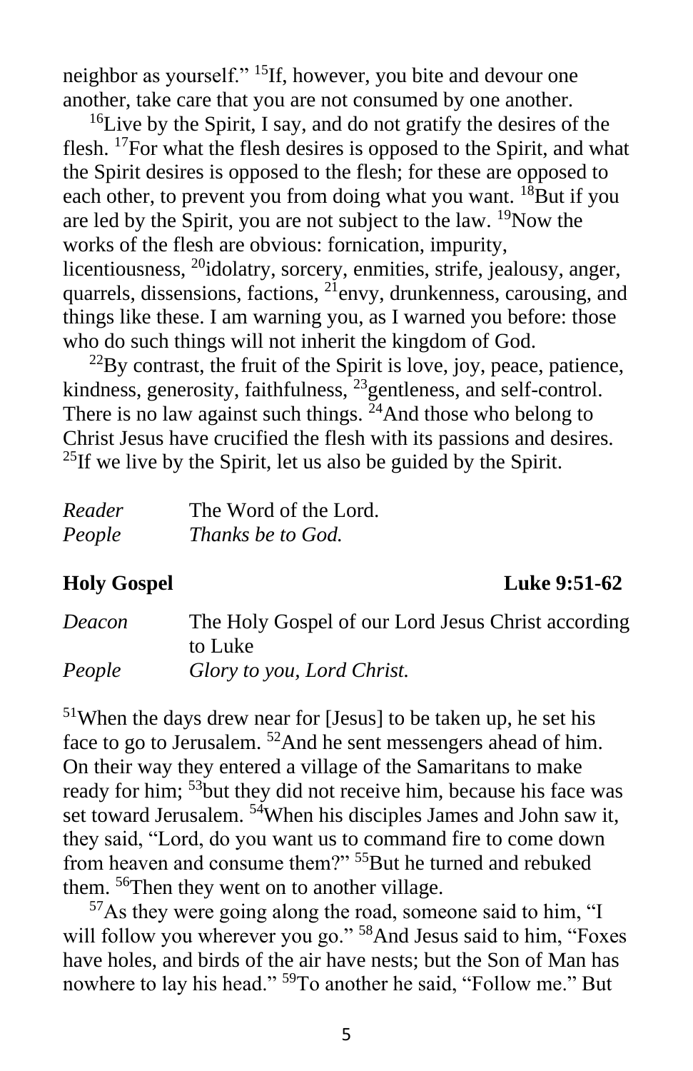neighbor as yourself." [15]If, however, you bite and devour one another, take care that you are not consumed by one another.

[16]Live by the Spirit, I say, and do not gratify the desires of the flesh. [17]For what the flesh desires is opposed to the Spirit, and what the Spirit desires is opposed to the flesh; for these are opposed to each other, to prevent you from doing what you want. [18]But if you are led by the Spirit, you are not subject to the law. [19]Now the works of the flesh are obvious: fornication, impurity, licentiousness, [20]idolatry, sorcery, enmities, strife, jealousy, anger, quarrels, dissensions, factions, [21]envy, drunkenness, carousing, and things like these. I am warning you, as I warned you before: those who do such things will not inherit the kingdom of God.

[22]By contrast, the fruit of the Spirit is love, joy, peace, patience, kindness, generosity, faithfulness, [23]gentleness, and self-control. There is no law against such things. [24]And those who belong to Christ Jesus have crucified the flesh with its passions and desires. [25]If we live by the Spirit, let us also be guided by the Spirit.

| | |
|---|---|
| *Reader* | The Word of the Lord. |
| *People* | *Thanks be to God.* |

**Holy Gospel** **Luke 9:51-62**

| | |
|---|---|
| *Deacon* | The Holy Gospel of our Lord Jesus Christ according to Luke |
| *People* | *Glory to you, Lord Christ.* |

[51]When the days drew near for [Jesus] to be taken up, he set his face to go to Jerusalem. [52]And he sent messengers ahead of him. On their way they entered a village of the Samaritans to make ready for him; [53]but they did not receive him, because his face was set toward Jerusalem. [54]When his disciples James and John saw it, they said, "Lord, do you want us to command fire to come down from heaven and consume them?" [55]But he turned and rebuked them. [56]Then they went on to another village.

[57]As they were going along the road, someone said to him, "I will follow you wherever you go." [58]And Jesus said to him, "Foxes have holes, and birds of the air have nests; but the Son of Man has nowhere to lay his head." [59]To another he said, "Follow me." But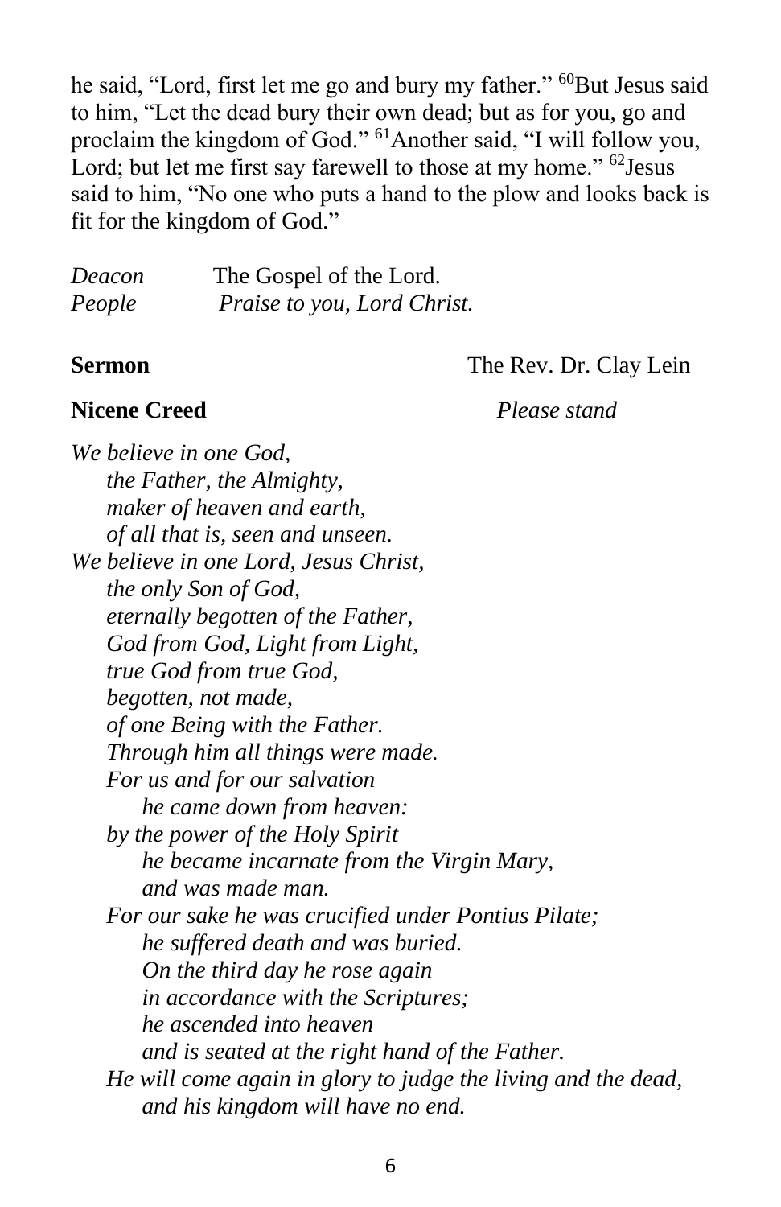he said, "Lord, first let me go and bury my father." [60]But Jesus said to him, "Let the dead bury their own dead; but as for you, go and proclaim the kingdom of God." [61]Another said, "I will follow you, Lord; but let me first say farewell to those at my home." [62]Jesus said to him, "No one who puts a hand to the plow and looks back is fit for the kingdom of God."

*Deacon* The Gospel of the Lord.
*People* *Praise to you, Lord Christ.*

**Sermon** The Rev. Dr. Clay Lein

**Nicene Creed** *Please stand*

*We believe in one God,*
*the Father, the Almighty,*
*maker of heaven and earth,*
*of all that is, seen and unseen.*
*We believe in one Lord, Jesus Christ,*
*the only Son of God,*
*eternally begotten of the Father,*
*God from God, Light from Light,*
*true God from true God,*
*begotten, not made,*
*of one Being with the Father.*
*Through him all things were made.*
*For us and for our salvation*
*he came down from heaven:*
*by the power of the Holy Spirit*
*he became incarnate from the Virgin Mary,*
*and was made man.*
*For our sake he was crucified under Pontius Pilate;*
*he suffered death and was buried.*
*On the third day he rose again*
*in accordance with the Scriptures;*
*he ascended into heaven*
*and is seated at the right hand of the Father.*
*He will come again in glory to judge the living and the dead,*
*and his kingdom will have no end.*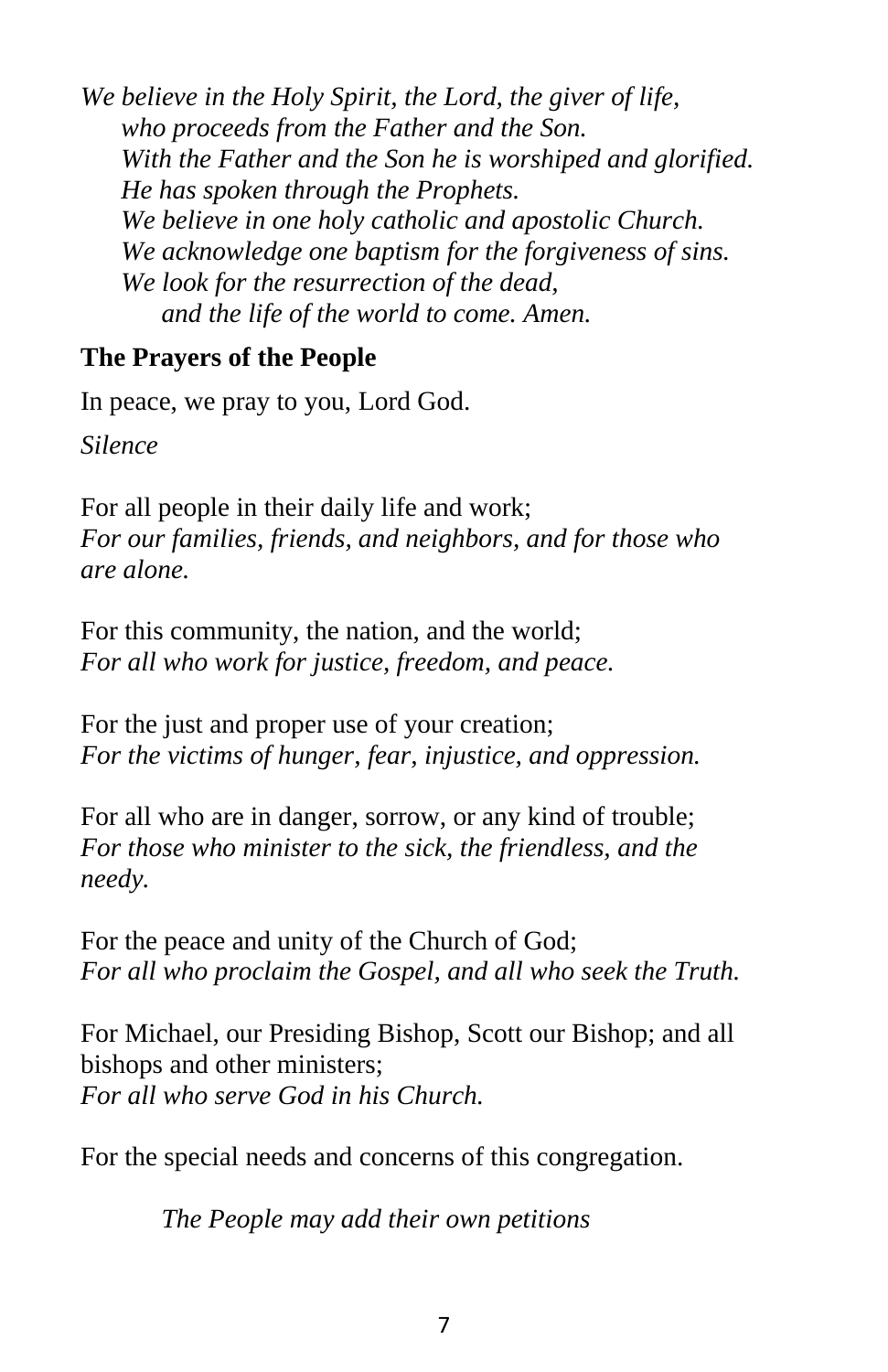*We believe in the Holy Spirit, the Lord, the giver of life,*
*who proceeds from the Father and the Son.*
*With the Father and the Son he is worshiped and glorified.*
*He has spoken through the Prophets.*
*We believe in one holy catholic and apostolic Church.*
*We acknowledge one baptism for the forgiveness of sins.*
*We look for the resurrection of the dead,*
*and the life of the world to come. Amen.*

**The Prayers of the People**

In peace, we pray to you, Lord God.

*Silence*

For all people in their daily life and work;
*For our families, friends, and neighbors, and for those who are alone.*

For this community, the nation, and the world;
*For all who work for justice, freedom, and peace.*

For the just and proper use of your creation;
*For the victims of hunger, fear, injustice, and oppression.*

For all who are in danger, sorrow, or any kind of trouble;
*For those who minister to the sick, the friendless, and the needy.*

For the peace and unity of the Church of God;
*For all who proclaim the Gospel, and all who seek the Truth.*

For Michael, our Presiding Bishop, Scott our Bishop; and all bishops and other ministers;
*For all who serve God in his Church.*

For the special needs and concerns of this congregation.

*The People may add their own petitions*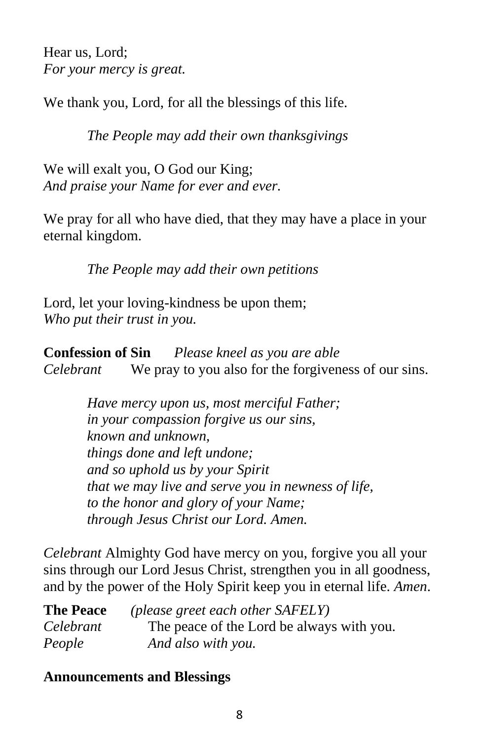Hear us, Lord;
*For your mercy is great.*

We thank you, Lord, for all the blessings of this life.

*The People may add their own thanksgivings*

We will exalt you, O God our King;
*And praise your Name for ever and ever.*

We pray for all who have died, that they may have a place in your eternal kingdom.

*The People may add their own petitions*

Lord, let your loving-kindness be upon them;
*Who put their trust in you.*

**Confession of Sin** *Please kneel as you are able*
*Celebrant* We pray to you also for the forgiveness of our sins.

*Have mercy upon us, most merciful Father;*
*in your compassion forgive us our sins,*
*known and unknown,*
*things done and left undone;*
*and so uphold us by your Spirit*
*that we may live and serve you in newness of life,*
*to the honor and glory of your Name;*
*through Jesus Christ our Lord. Amen.*

*Celebrant* Almighty God have mercy on you, forgive you all your sins through our Lord Jesus Christ, strengthen you in all goodness, and by the power of the Holy Spirit keep you in eternal life. *Amen*.

**The Peace** *(please greet each other SAFELY)*
*Celebrant* The peace of the Lord be always with you.
*People* *And also with you.*

**Announcements and Blessings**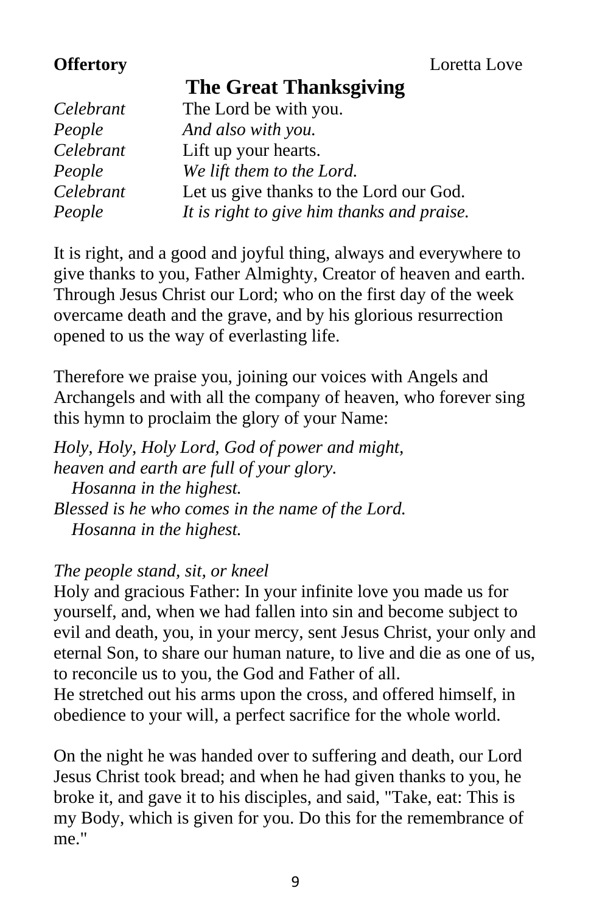**Offertory** Loretta Love

## The Great Thanksgiving

| | |
|---|---|
| *Celebrant* | The Lord be with you. |
| *People* | *And also with you.* |
| *Celebrant* | Lift up your hearts. |
| *People* | *We lift them to the Lord.* |
| *Celebrant* | Let us give thanks to the Lord our God. |
| *People* | *It is right to give him thanks and praise.* |

It is right, and a good and joyful thing, always and everywhere to give thanks to you, Father Almighty, Creator of heaven and earth. Through Jesus Christ our Lord; who on the first day of the week overcame death and the grave, and by his glorious resurrection opened to us the way of everlasting life.

Therefore we praise you, joining our voices with Angels and Archangels and with all the company of heaven, who forever sing this hymn to proclaim the glory of your Name:

*Holy, Holy, Holy Lord, God of power and might,*
*heaven and earth are full of your glory.*
*Hosanna in the highest.*
*Blessed is he who comes in the name of the Lord.*
*Hosanna in the highest.*

*The people stand, sit, or kneel*

Holy and gracious Father: In your infinite love you made us for yourself, and, when we had fallen into sin and become subject to evil and death, you, in your mercy, sent Jesus Christ, your only and eternal Son, to share our human nature, to live and die as one of us, to reconcile us to you, the God and Father of all.
He stretched out his arms upon the cross, and offered himself, in obedience to your will, a perfect sacrifice for the whole world.

On the night he was handed over to suffering and death, our Lord Jesus Christ took bread; and when he had given thanks to you, he broke it, and gave it to his disciples, and said, "Take, eat: This is my Body, which is given for you. Do this for the remembrance of me."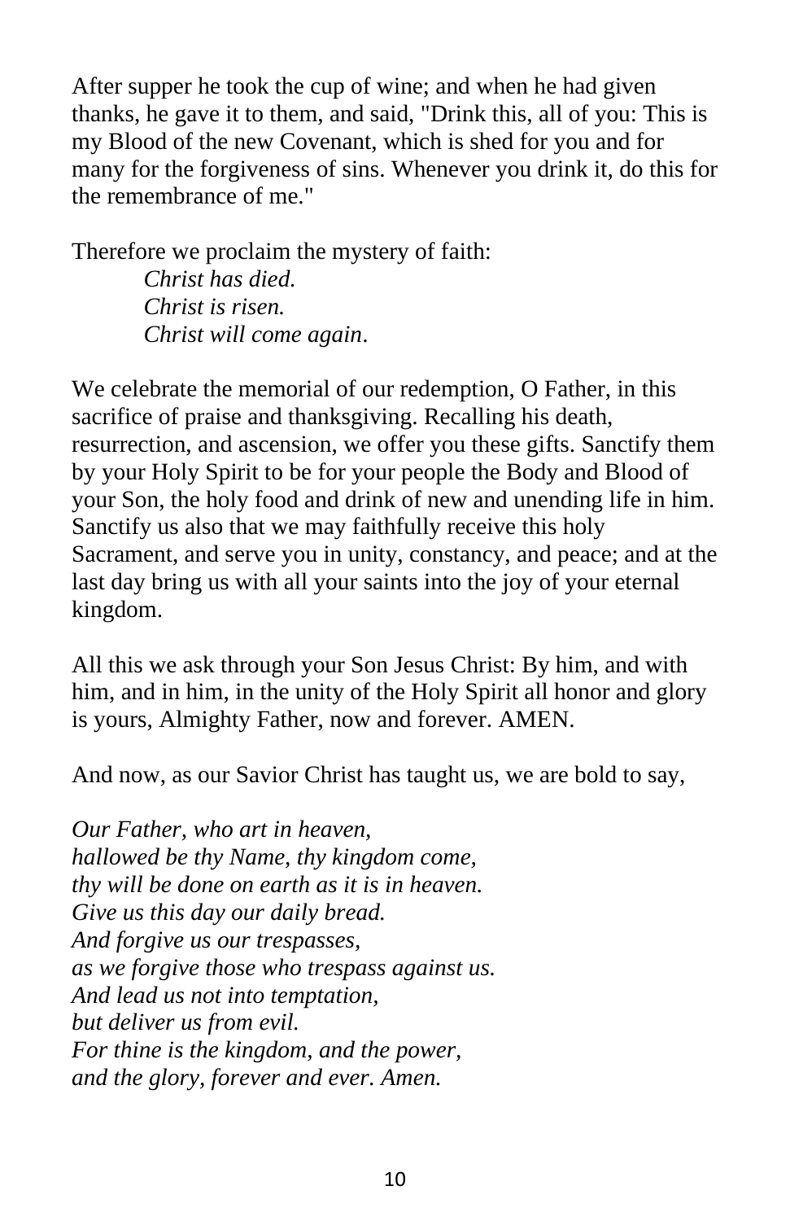After supper he took the cup of wine; and when he had given thanks, he gave it to them, and said, "Drink this, all of you: This is my Blood of the new Covenant, which is shed for you and for many for the forgiveness of sins. Whenever you drink it, do this for the remembrance of me."

Therefore we proclaim the mystery of faith:

> *Christ has died.*
> *Christ is risen.*
> *Christ will come again*.

We celebrate the memorial of our redemption, O Father, in this sacrifice of praise and thanksgiving. Recalling his death, resurrection, and ascension, we offer you these gifts. Sanctify them by your Holy Spirit to be for your people the Body and Blood of your Son, the holy food and drink of new and unending life in him. Sanctify us also that we may faithfully receive this holy Sacrament, and serve you in unity, constancy, and peace; and at the last day bring us with all your saints into the joy of your eternal kingdom.

All this we ask through your Son Jesus Christ: By him, and with him, and in him, in the unity of the Holy Spirit all honor and glory is yours, Almighty Father, now and forever. AMEN.

And now, as our Savior Christ has taught us, we are bold to say,

*Our Father, who art in heaven,*
*hallowed be thy Name, thy kingdom come,*
*thy will be done on earth as it is in heaven.*
*Give us this day our daily bread.*
*And forgive us our trespasses,*
*as we forgive those who trespass against us.*
*And lead us not into temptation,*
*but deliver us from evil.*
*For thine is the kingdom, and the power,*
*and the glory, forever and ever. Amen.*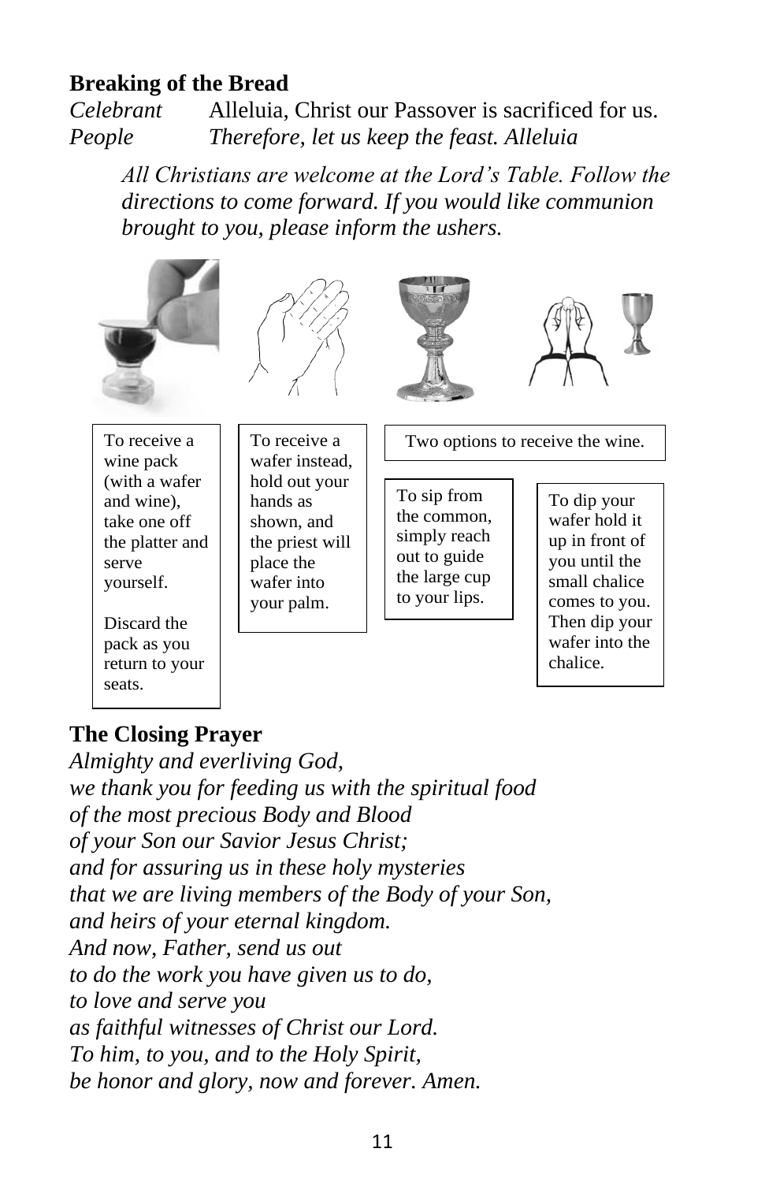## Breaking of the Bread

*Celebrant* Alleluia, Christ our Passover is sacrificed for us.
*People* *Therefore, let us keep the feast. Alleluia*

*All Christians are welcome at the Lord's Table. Follow the directions to come forward. If you would like communion brought to you, please inform the ushers.*

To receive a wine pack (with a wafer and wine), take one off the platter and serve yourself.

Discard the pack as you return to your seats.

To receive a wafer instead, hold out your hands as shown, and the priest will place the wafer into your palm.

Two options to receive the wine.

To sip from the common, simply reach out to guide the large cup to your lips.

To dip your wafer hold it up in front of you until the small chalice comes to you. Then dip your wafer into the chalice.

## The Closing Prayer

*Almighty and everliving God,*
*we thank you for feeding us with the spiritual food*
*of the most precious Body and Blood*
*of your Son our Savior Jesus Christ;*
*and for assuring us in these holy mysteries*
*that we are living members of the Body of your Son,*
*and heirs of your eternal kingdom.*
*And now, Father, send us out*
*to do the work you have given us to do,*
*to love and serve you*
*as faithful witnesses of Christ our Lord.*
*To him, to you, and to the Holy Spirit,*
*be honor and glory, now and forever. Amen.*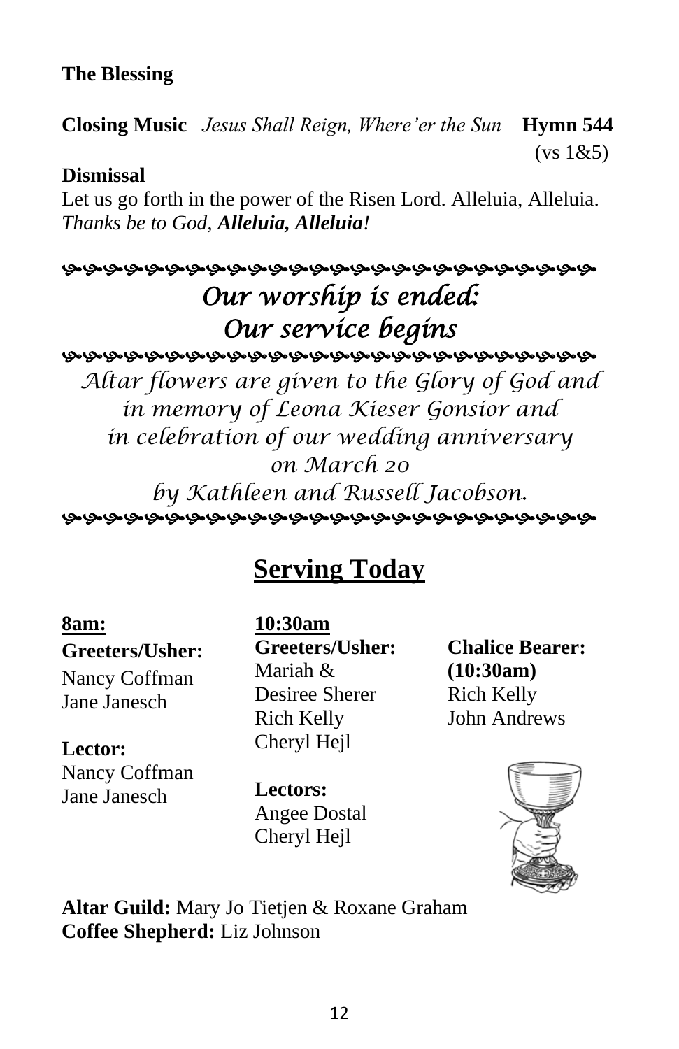**The Blessing**

**Closing Music** *Jesus Shall Reign, Where'er the Sun* **Hymn 544** (vs 1&5)

**Dismissal**
Let us go forth in the power of the Risen Lord. Alleluia, Alleluia.
*Thanks be to God, **Alleluia, Alleluia!***

*Our worship is ended:*
*Our service begins*

*Altar flowers are given to the Glory of God and in memory of Leona Kieser Gonsior and in celebration of our wedding anniversary on March 20 by Kathleen and Russell Jacobson.*

## Serving Today

**8am:**

**Greeters/Usher:**
Nancy Coffman
Jane Janesch

**Lector:**
Nancy Coffman
Jane Janesch

**10:30am**

**Greeters/Usher:**
Mariah & Desiree Sherer
Rich Kelly
Cheryl Hejl

**Lectors:**
Angee Dostal
Cheryl Hejl

**Chalice Bearer: (10:30am)**
Rich Kelly
John Andrews

**Altar Guild:** Mary Jo Tietjen & Roxane Graham
**Coffee Shepherd:** Liz Johnson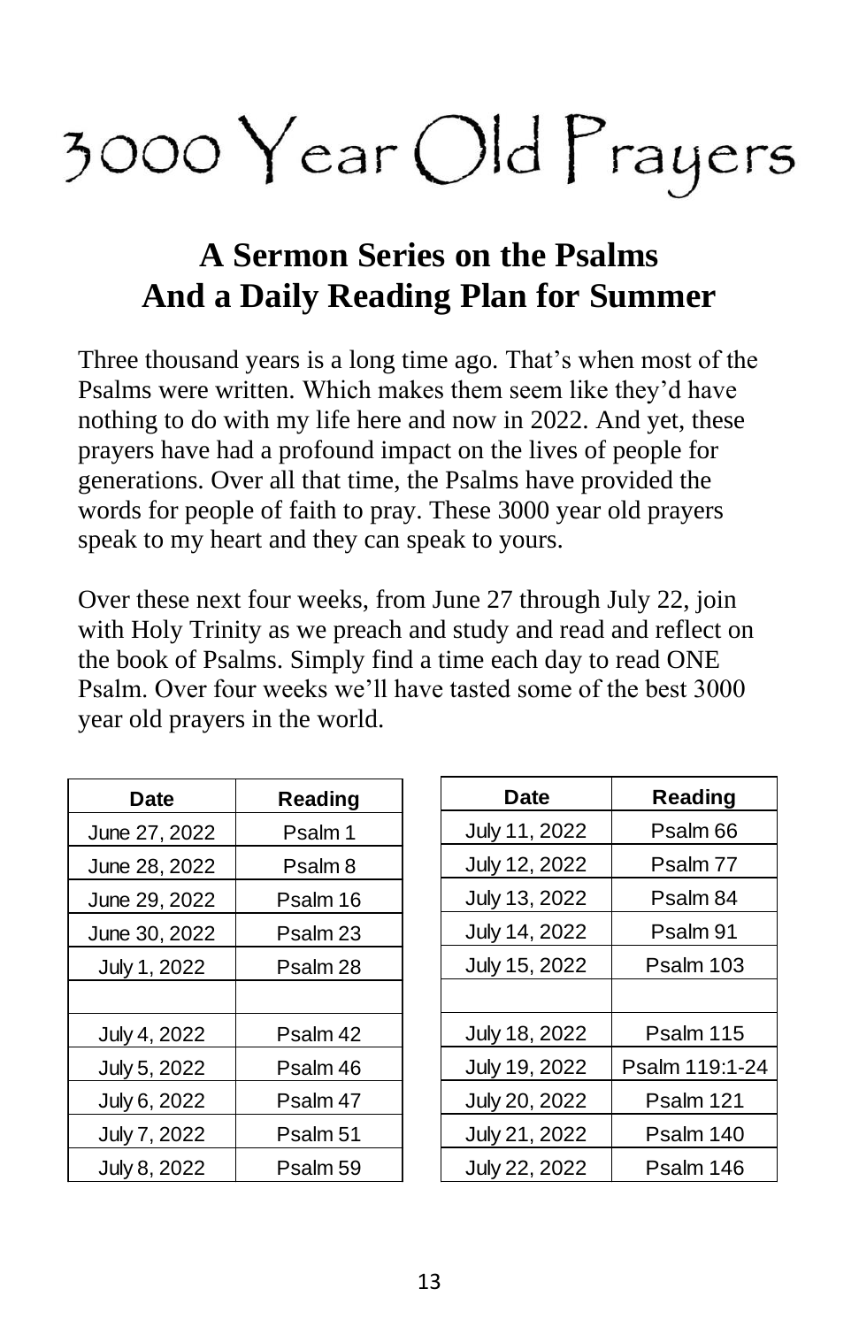# 3000 Year Old Prayers

## A Sermon Series on the Psalms
## And a Daily Reading Plan for Summer

Three thousand years is a long time ago. That's when most of the Psalms were written. Which makes them seem like they'd have nothing to do with my life here and now in 2022. And yet, these prayers have had a profound impact on the lives of people for generations. Over all that time, the Psalms have provided the words for people of faith to pray. These 3000 year old prayers speak to my heart and they can speak to yours.

Over these next four weeks, from June 27 through July 22, join with Holy Trinity as we preach and study and read and reflect on the book of Psalms. Simply find a time each day to read ONE Psalm. Over four weeks we'll have tasted some of the best 3000 year old prayers in the world.

| Date | Reading |
|---|---|
| June 27, 2022 | Psalm 1 |
| June 28, 2022 | Psalm 8 |
| June 29, 2022 | Psalm 16 |
| June 30, 2022 | Psalm 23 |
| July 1, 2022 | Psalm 28 |
| | |
| July 4, 2022 | Psalm 42 |
| July 5, 2022 | Psalm 46 |
| July 6, 2022 | Psalm 47 |
| July 7, 2022 | Psalm 51 |
| July 8, 2022 | Psalm 59 |

| Date | Reading |
|---|---|
| July 11, 2022 | Psalm 66 |
| July 12, 2022 | Psalm 77 |
| July 13, 2022 | Psalm 84 |
| July 14, 2022 | Psalm 91 |
| July 15, 2022 | Psalm 103 |
| | |
| July 18, 2022 | Psalm 115 |
| July 19, 2022 | Psalm 119:1-24 |
| July 20, 2022 | Psalm 121 |
| July 21, 2022 | Psalm 140 |
| July 22, 2022 | Psalm 146 |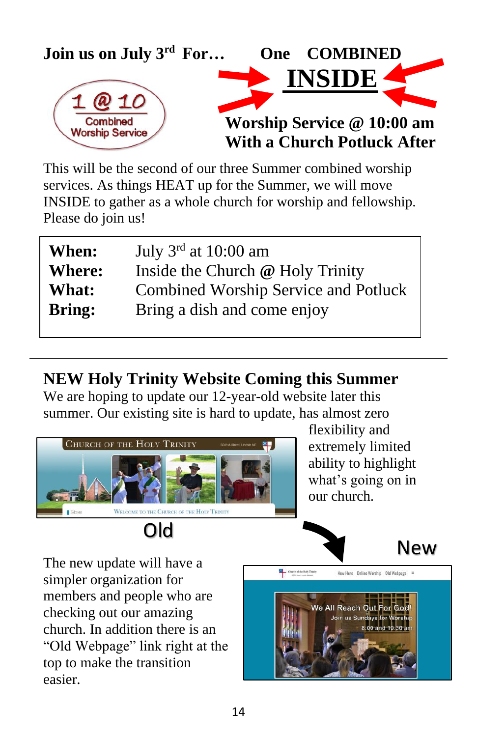**Join us on July 3rd For… One COMBINED INSIDE Worship Service @ 10:00 am With a Church Potluck After**

1 @ 10
Combined Worship Service

This will be the second of our three Summer combined worship services. As things HEAT up for the Summer, we will move INSIDE to gather as a whole church for worship and fellowship. Please do join us!

| | |
|---|---|
| **When:** | July 3rd at 10:00 am |
| **Where:** | Inside the Church **@** Holy Trinity |
| **What:** | Combined Worship Service and Potluck |
| **Bring:** | Bring a dish and come enjoy |

---

## NEW Holy Trinity Website Coming this Summer

We are hoping to update our 12-year-old website later this summer. Our existing site is hard to update, has almost zero flexibility and extremely limited ability to highlight what's going on in our church.

Old

New

The new update will have a simpler organization for members and people who are checking out our amazing church. In addition there is an "Old Webpage" link right at the top to make the transition easier.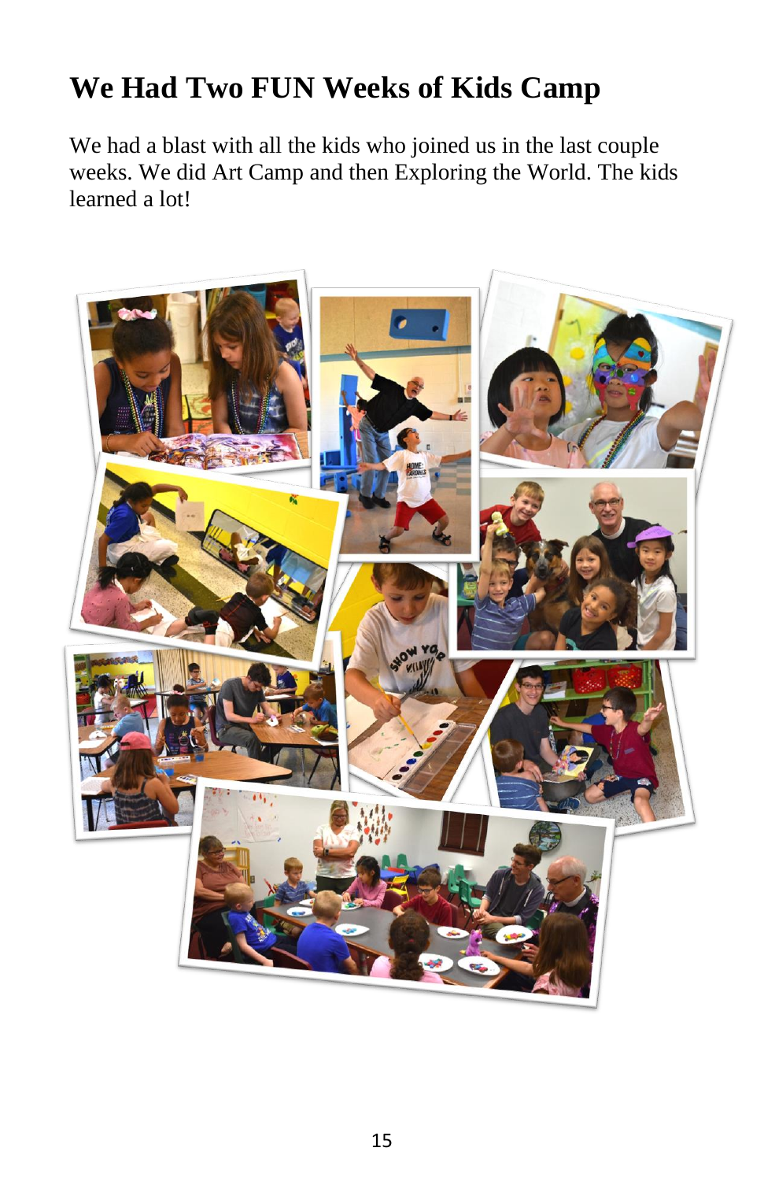# We Had Two FUN Weeks of Kids Camp

We had a blast with all the kids who joined us in the last couple weeks. We did Art Camp and then Exploring the World. The kids learned a lot!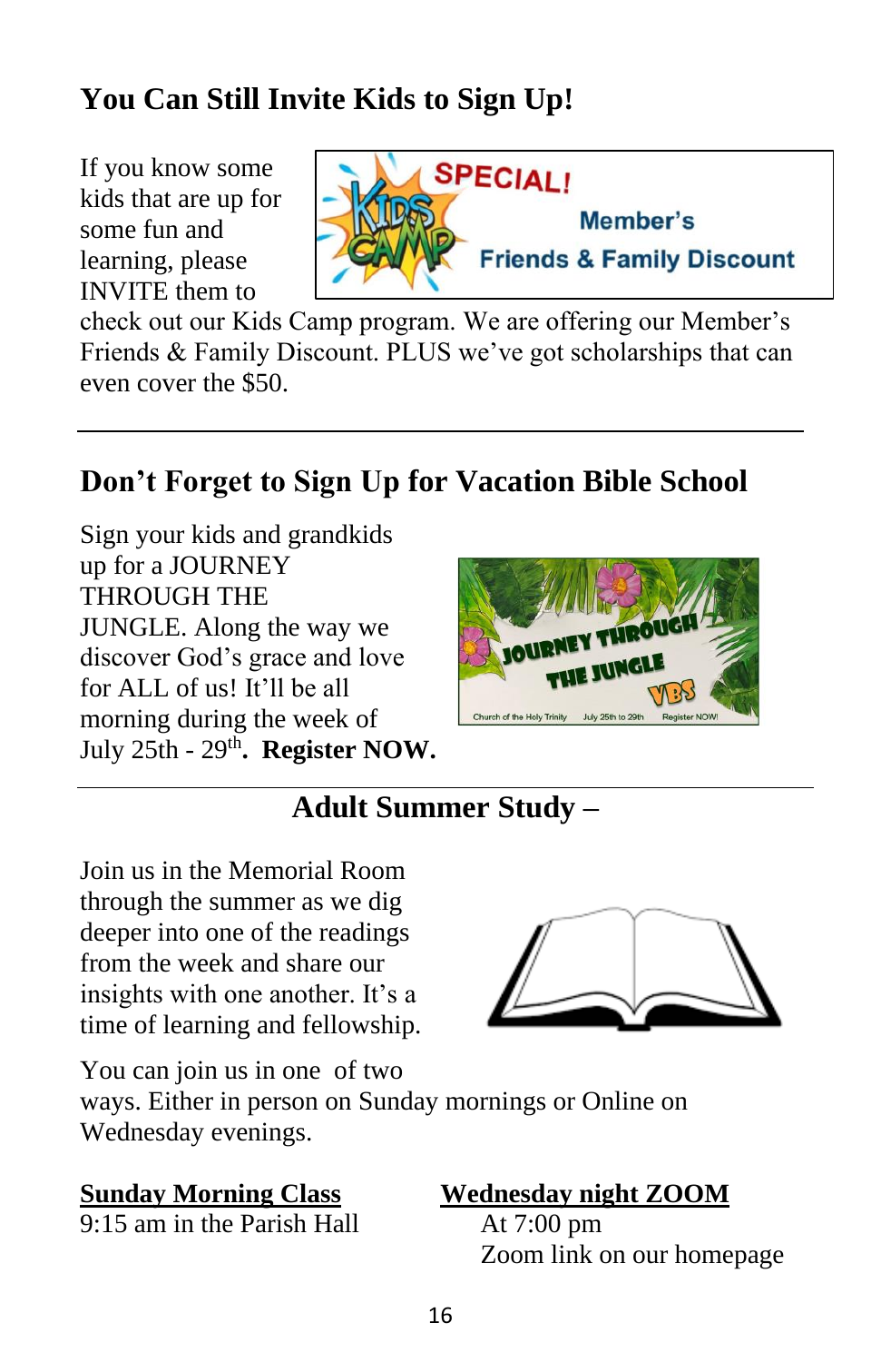## You Can Still Invite Kids to Sign Up!

If you know some kids that are up for some fun and learning, please INVITE them to check out our Kids Camp program. We are offering our Member's Friends & Family Discount. PLUS we've got scholarships that can even cover the $50.

## Don't Forget to Sign Up for Vacation Bible School

Sign your kids and grandkids up for a JOURNEY THROUGH THE JUNGLE. Along the way we discover God's grace and love for ALL of us! It'll be all morning during the week of July 25th - 29th. **Register NOW.**

## Adult Summer Study –

Join us in the Memorial Room through the summer as we dig deeper into one of the readings from the week and share our insights with one another. It's a time of learning and fellowship.

You can join us in one of two ways. Either in person on Sunday mornings or Online on Wednesday evenings.

**Sunday Morning Class**
9:15 am in the Parish Hall

**Wednesday night ZOOM**
At 7:00 pm
Zoom link on our homepage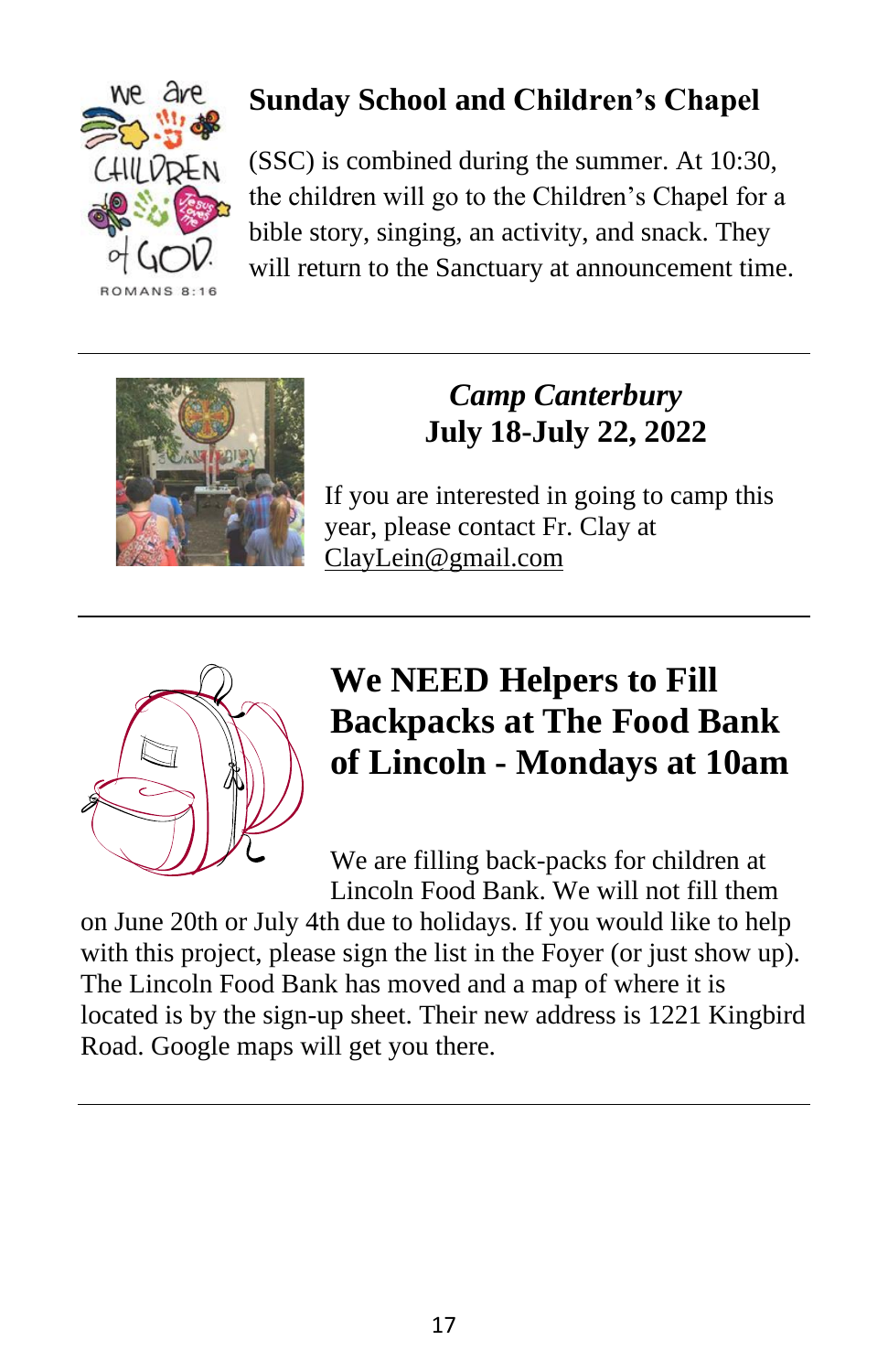## Sunday School and Children's Chapel

(SSC) is combined during the summer. At 10:30, the children will go to the Children's Chapel for a bible story, singing, an activity, and snack. They will return to the Sanctuary at announcement time.

---

### *Camp Canterbury*
### July 18-July 22, 2022

If you are interested in going to camp this year, please contact Fr. Clay at ClayLein@gmail.com

---

## We NEED Helpers to Fill Backpacks at The Food Bank of Lincoln - Mondays at 10am

We are filling back-packs for children at Lincoln Food Bank. We will not fill them on June 20th or July 4th due to holidays. If you would like to help with this project, please sign the list in the Foyer (or just show up). The Lincoln Food Bank has moved and a map of where it is located is by the sign-up sheet. Their new address is 1221 Kingbird Road. Google maps will get you there.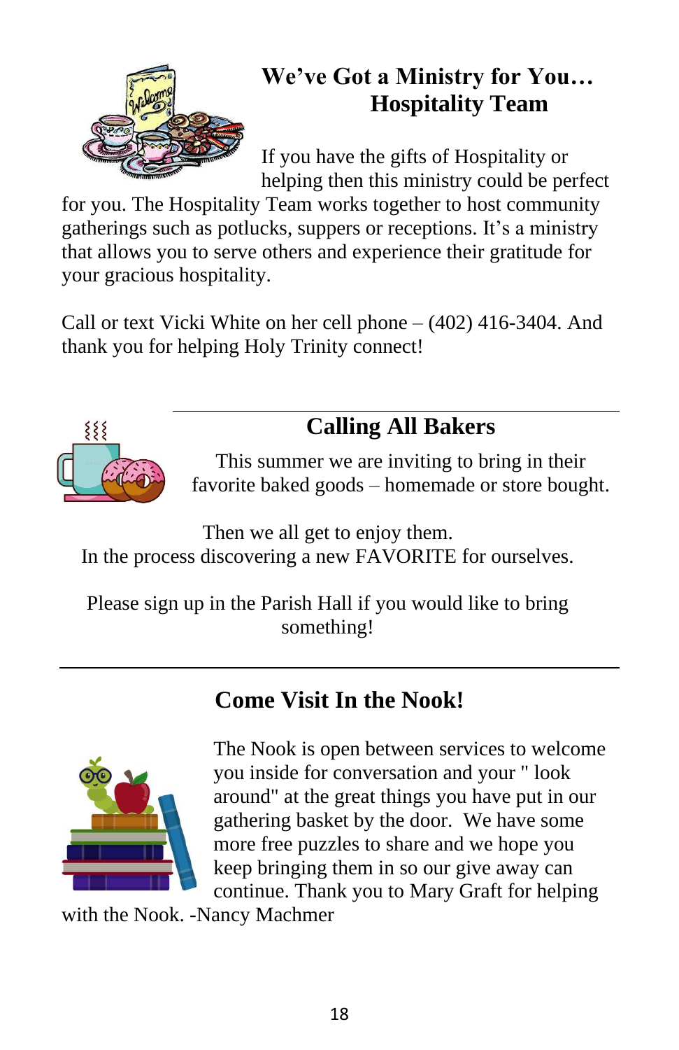## We've Got a Ministry for You… Hospitality Team

If you have the gifts of Hospitality or helping then this ministry could be perfect for you. The Hospitality Team works together to host community gatherings such as potlucks, suppers or receptions. It's a ministry that allows you to serve others and experience their gratitude for your gracious hospitality.

Call or text Vicki White on her cell phone – (402) 416-3404. And thank you for helping Holy Trinity connect!

---

## Calling All Bakers

This summer we are inviting to bring in their favorite baked goods – homemade or store bought.

Then we all get to enjoy them.
In the process discovering a new FAVORITE for ourselves.

Please sign up in the Parish Hall if you would like to bring something!

---

## Come Visit In the Nook!

The Nook is open between services to welcome you inside for conversation and your " look around" at the great things you have put in our gathering basket by the door. We have some more free puzzles to share and we hope you keep bringing them in so our give away can continue. Thank you to Mary Graft for helping with the Nook. -Nancy Machmer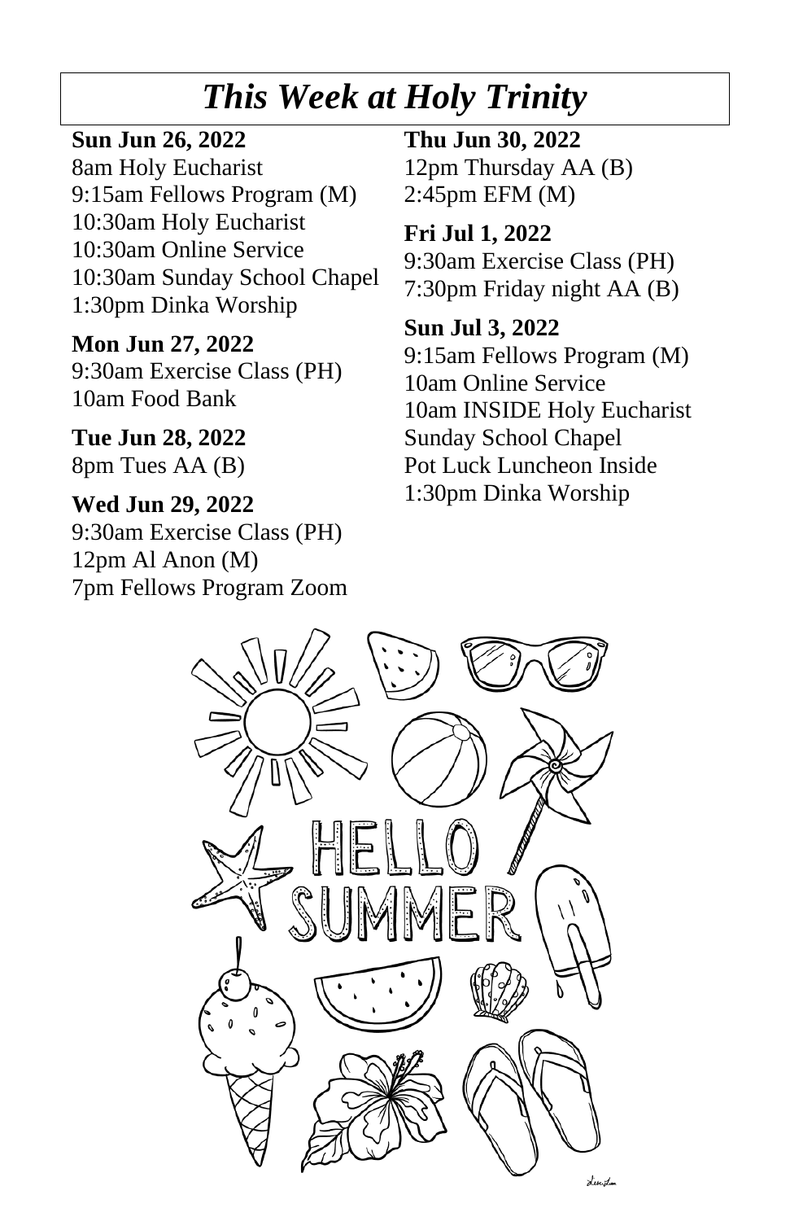# *This Week at Holy Trinity*

**Sun Jun 26, 2022**
8am Holy Eucharist
9:15am Fellows Program (M)
10:30am Holy Eucharist
10:30am Online Service
10:30am Sunday School Chapel
1:30pm Dinka Worship

**Mon Jun 27, 2022**
9:30am Exercise Class (PH)
10am Food Bank

**Tue Jun 28, 2022**
8pm Tues AA (B)

**Wed Jun 29, 2022**
9:30am Exercise Class (PH)
12pm Al Anon (M)
7pm Fellows Program Zoom

**Thu Jun 30, 2022**
12pm Thursday AA (B)
2:45pm EFM (M)

**Fri Jul 1, 2022**
9:30am Exercise Class (PH)
7:30pm Friday night AA (B)

**Sun Jul 3, 2022**
9:15am Fellows Program (M)
10am Online Service
10am INSIDE Holy Eucharist
Sunday School Chapel
Pot Luck Luncheon Inside
1:30pm Dinka Worship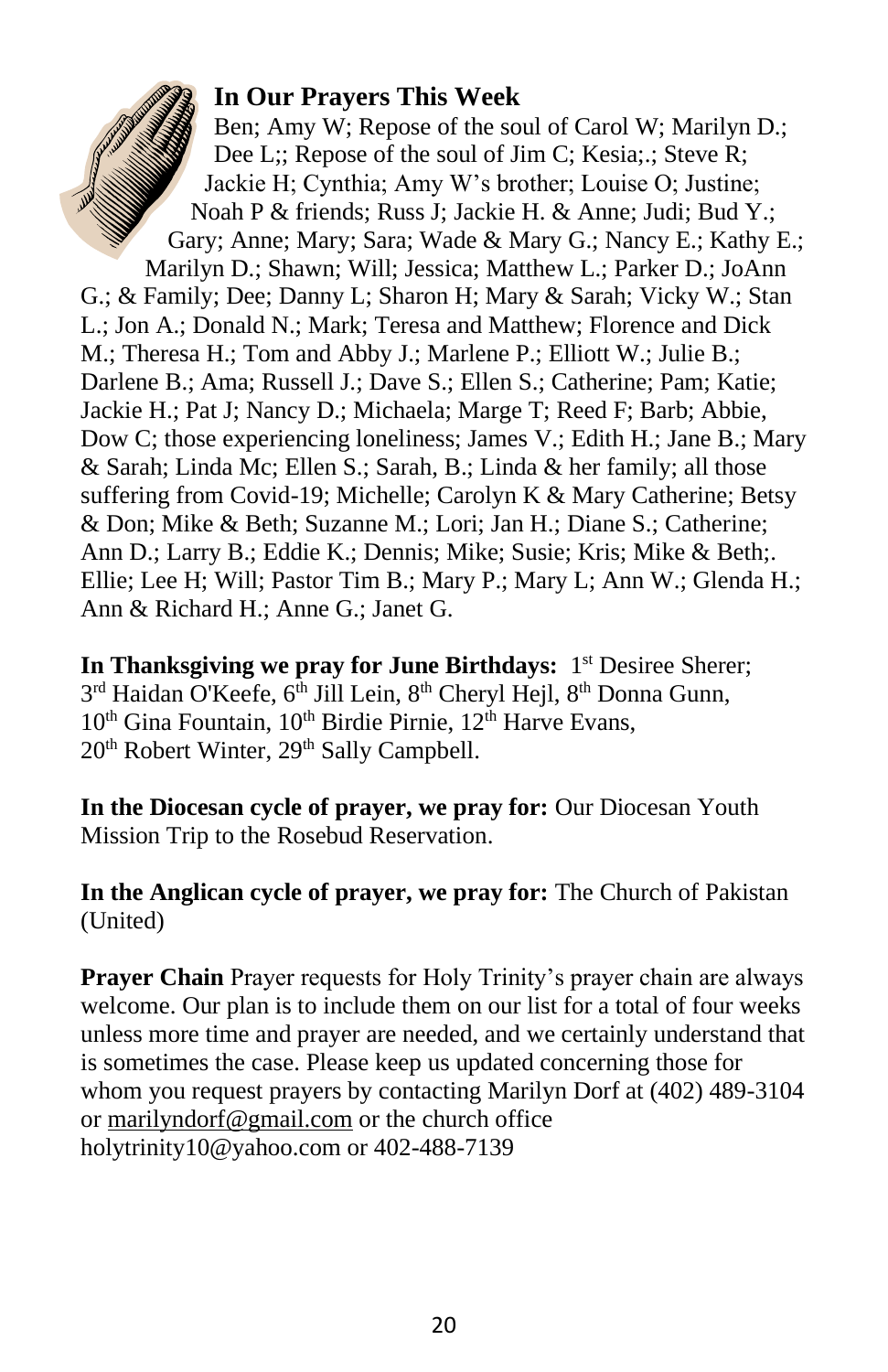## In Our Prayers This Week

Ben; Amy W; Repose of the soul of Carol W; Marilyn D.; Dee L;; Repose of the soul of Jim C; Kesia;.; Steve R; Jackie H; Cynthia; Amy W's brother; Louise O; Justine; Noah P & friends; Russ J; Jackie H. & Anne; Judi; Bud Y.; Gary; Anne; Mary; Sara; Wade & Mary G.; Nancy E.; Kathy E.; Marilyn D.; Shawn; Will; Jessica; Matthew L.; Parker D.; JoAnn G.; & Family; Dee; Danny L; Sharon H; Mary & Sarah; Vicky W.; Stan L.; Jon A.; Donald N.; Mark; Teresa and Matthew; Florence and Dick M.; Theresa H.; Tom and Abby J.; Marlene P.; Elliott W.; Julie B.; Darlene B.; Ama; Russell J.; Dave S.; Ellen S.; Catherine; Pam; Katie; Jackie H.; Pat J; Nancy D.; Michaela; Marge T; Reed F; Barb; Abbie, Dow C; those experiencing loneliness; James V.; Edith H.; Jane B.; Mary & Sarah; Linda Mc; Ellen S.; Sarah, B.; Linda & her family; all those suffering from Covid-19; Michelle; Carolyn K & Mary Catherine; Betsy & Don; Mike & Beth; Suzanne M.; Lori; Jan H.; Diane S.; Catherine; Ann D.; Larry B.; Eddie K.; Dennis; Mike; Susie; Kris; Mike & Beth;. Ellie; Lee H; Will; Pastor Tim B.; Mary P.; Mary L; Ann W.; Glenda H.; Ann & Richard H.; Anne G.; Janet G.

**In Thanksgiving we pray for June Birthdays:** 1st Desiree Sherer; 3rd Haidan O'Keefe, 6th Jill Lein, 8th Cheryl Hejl, 8th Donna Gunn, 10th Gina Fountain, 10th Birdie Pirnie, 12th Harve Evans, 20th Robert Winter, 29th Sally Campbell.

**In the Diocesan cycle of prayer, we pray for:** Our Diocesan Youth Mission Trip to the Rosebud Reservation.

**In the Anglican cycle of prayer, we pray for:** The Church of Pakistan (United)

**Prayer Chain** Prayer requests for Holy Trinity's prayer chain are always welcome. Our plan is to include them on our list for a total of four weeks unless more time and prayer are needed, and we certainly understand that is sometimes the case. Please keep us updated concerning those for whom you request prayers by contacting Marilyn Dorf at (402) 489-3104 or marilyndorf@gmail.com or the church office holytrinity10@yahoo.com or 402-488-7139